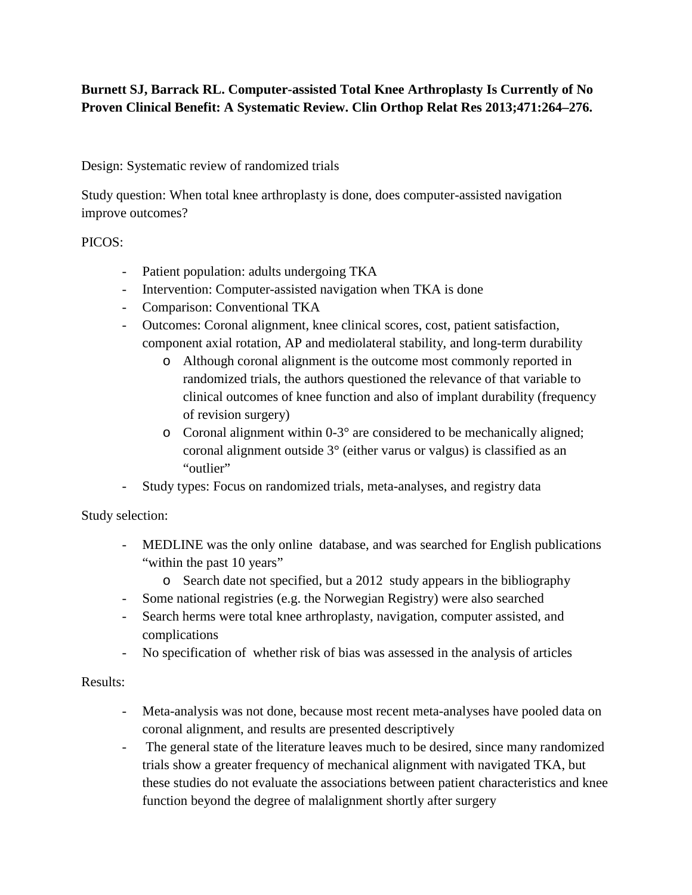**Burnett SJ, Barrack RL. Computer-assisted Total Knee Arthroplasty Is Currently of No Proven Clinical Benefit: A Systematic Review. Clin Orthop Relat Res 2013;471:264–276.**

Design: Systematic review of randomized trials

Study question: When total knee arthroplasty is done, does computer-assisted navigation improve outcomes?

PICOS:

- Patient population: adults undergoing TKA
- Intervention: Computer-assisted navigation when TKA is done
- Comparison: Conventional TKA
- Outcomes: Coronal alignment, knee clinical scores, cost, patient satisfaction, component axial rotation, AP and mediolateral stability, and long-term durability
    - Although coronal alignment is the outcome most commonly reported in randomized trials, the authors questioned the relevance of that variable to clinical outcomes of knee function and also of implant durability (frequency of revision surgery)
    - Coronal alignment within 0-3° are considered to be mechanically aligned; coronal alignment outside 3° (either varus or valgus) is classified as an "outlier"
- Study types: Focus on randomized trials, meta-analyses, and registry data

Study selection:

- MEDLINE was the only online database, and was searched for English publications "within the past 10 years"
    - Search date not specified, but a 2012 study appears in the bibliography
- Some national registries (e.g. the Norwegian Registry) were also searched
- Search herms were total knee arthroplasty, navigation, computer assisted, and complications
- No specification of whether risk of bias was assessed in the analysis of articles

Results:

- Meta-analysis was not done, because most recent meta-analyses have pooled data on coronal alignment, and results are presented descriptively
- The general state of the literature leaves much to be desired, since many randomized trials show a greater frequency of mechanical alignment with navigated TKA, but these studies do not evaluate the associations between patient characteristics and knee function beyond the degree of malalignment shortly after surgery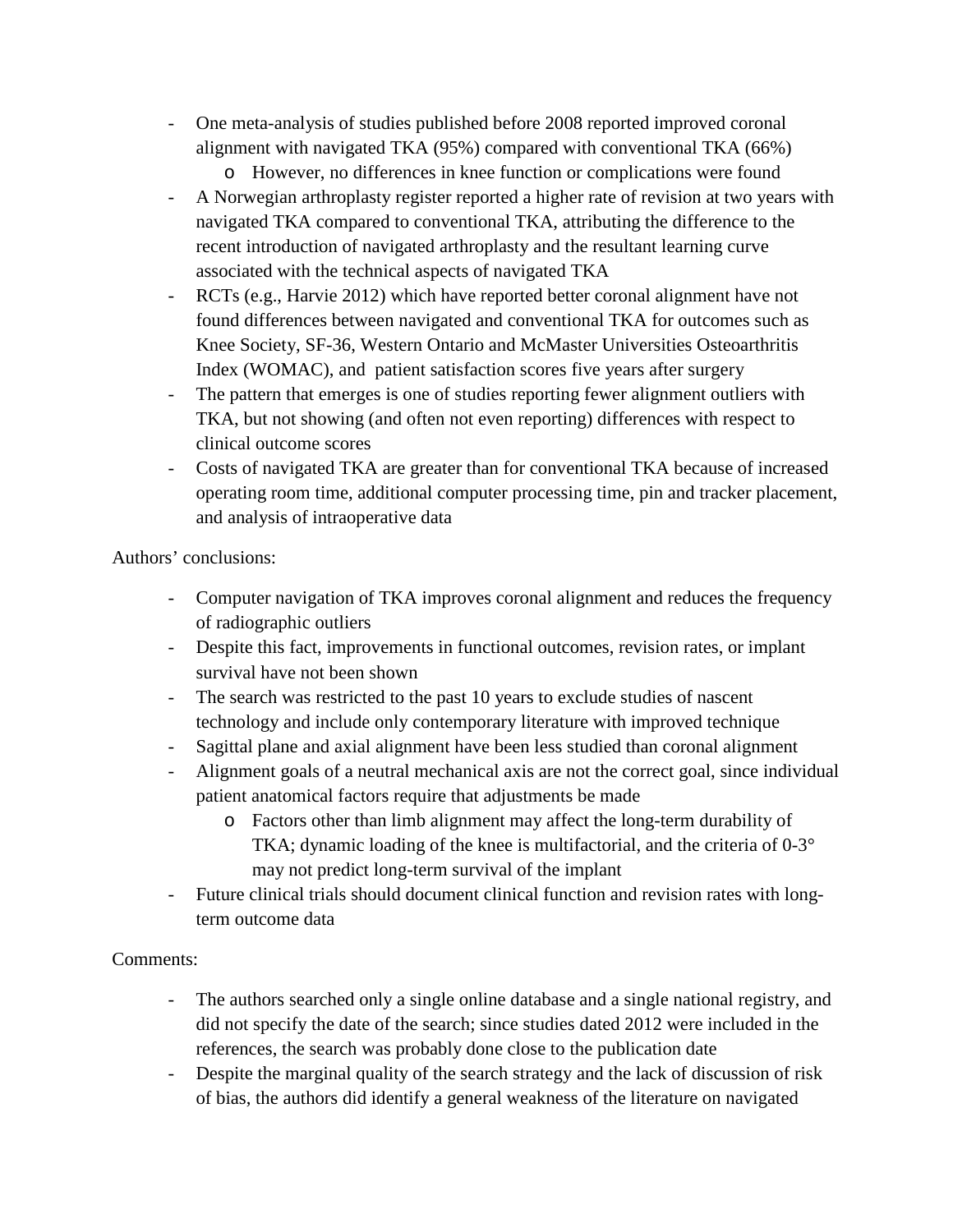- One meta-analysis of studies published before 2008 reported improved coronal alignment with navigated TKA (95%) compared with conventional TKA (66%)
    - However, no differences in knee function or complications were found
- A Norwegian arthroplasty register reported a higher rate of revision at two years with navigated TKA compared to conventional TKA, attributing the difference to the recent introduction of navigated arthroplasty and the resultant learning curve associated with the technical aspects of navigated TKA
- RCTs (e.g., Harvie 2012) which have reported better coronal alignment have not found differences between navigated and conventional TKA for outcomes such as Knee Society, SF-36, Western Ontario and McMaster Universities Osteoarthritis Index (WOMAC), and patient satisfaction scores five years after surgery
- The pattern that emerges is one of studies reporting fewer alignment outliers with TKA, but not showing (and often not even reporting) differences with respect to clinical outcome scores
- Costs of navigated TKA are greater than for conventional TKA because of increased operating room time, additional computer processing time, pin and tracker placement, and analysis of intraoperative data

Authors' conclusions:

- Computer navigation of TKA improves coronal alignment and reduces the frequency of radiographic outliers
- Despite this fact, improvements in functional outcomes, revision rates, or implant survival have not been shown
- The search was restricted to the past 10 years to exclude studies of nascent technology and include only contemporary literature with improved technique
- Sagittal plane and axial alignment have been less studied than coronal alignment
- Alignment goals of a neutral mechanical axis are not the correct goal, since individual patient anatomical factors require that adjustments be made
    - Factors other than limb alignment may affect the long-term durability of TKA; dynamic loading of the knee is multifactorial, and the criteria of 0-3° may not predict long-term survival of the implant
- Future clinical trials should document clinical function and revision rates with long-term outcome data

Comments:

- The authors searched only a single online database and a single national registry, and did not specify the date of the search; since studies dated 2012 were included in the references, the search was probably done close to the publication date
- Despite the marginal quality of the search strategy and the lack of discussion of risk of bias, the authors did identify a general weakness of the literature on navigated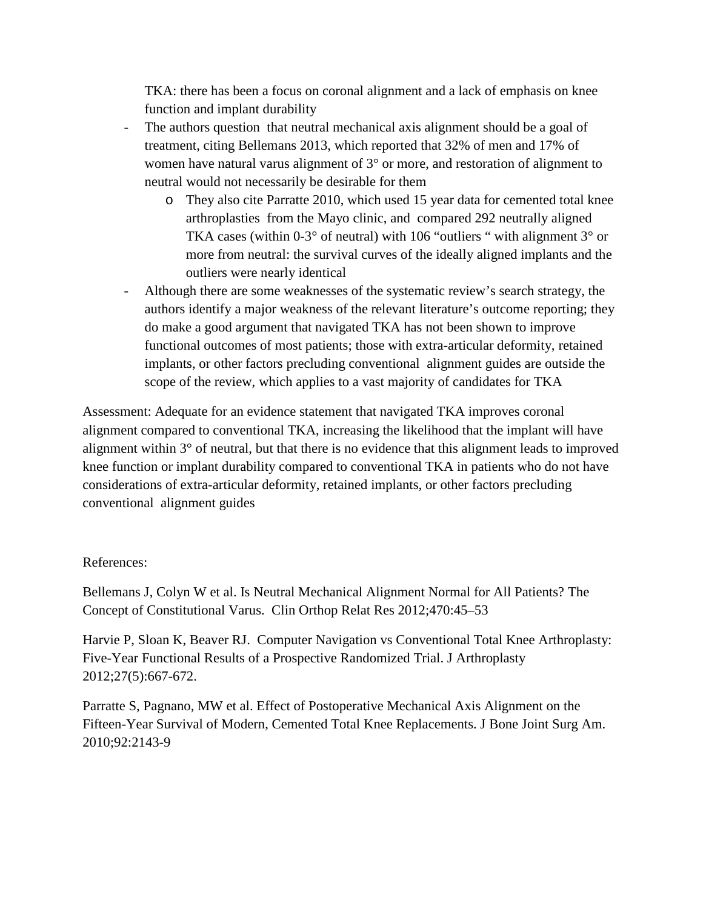TKA: there has been a focus on coronal alignment and a lack of emphasis on knee function and implant durability

- The authors question that neutral mechanical axis alignment should be a goal of treatment, citing Bellemans 2013, which reported that 32% of men and 17% of women have natural varus alignment of 3° or more, and restoration of alignment to neutral would not necessarily be desirable for them
    - They also cite Parratte 2010, which used 15 year data for cemented total knee arthroplasties from the Mayo clinic, and compared 292 neutrally aligned TKA cases (within 0-3° of neutral) with 106 "outliers " with alignment 3° or more from neutral: the survival curves of the ideally aligned implants and the outliers were nearly identical
- Although there are some weaknesses of the systematic review's search strategy, the authors identify a major weakness of the relevant literature's outcome reporting; they do make a good argument that navigated TKA has not been shown to improve functional outcomes of most patients; those with extra-articular deformity, retained implants, or other factors precluding conventional alignment guides are outside the scope of the review, which applies to a vast majority of candidates for TKA

Assessment: Adequate for an evidence statement that navigated TKA improves coronal alignment compared to conventional TKA, increasing the likelihood that the implant will have alignment within 3° of neutral, but that there is no evidence that this alignment leads to improved knee function or implant durability compared to conventional TKA in patients who do not have considerations of extra-articular deformity, retained implants, or other factors precluding conventional alignment guides

References:

Bellemans J, Colyn W et al. Is Neutral Mechanical Alignment Normal for All Patients? The Concept of Constitutional Varus. Clin Orthop Relat Res 2012;470:45–53

Harvie P, Sloan K, Beaver RJ. Computer Navigation vs Conventional Total Knee Arthroplasty: Five-Year Functional Results of a Prospective Randomized Trial. J Arthroplasty 2012;27(5):667-672.

Parratte S, Pagnano, MW et al. Effect of Postoperative Mechanical Axis Alignment on the Fifteen-Year Survival of Modern, Cemented Total Knee Replacements. J Bone Joint Surg Am. 2010;92:2143-9